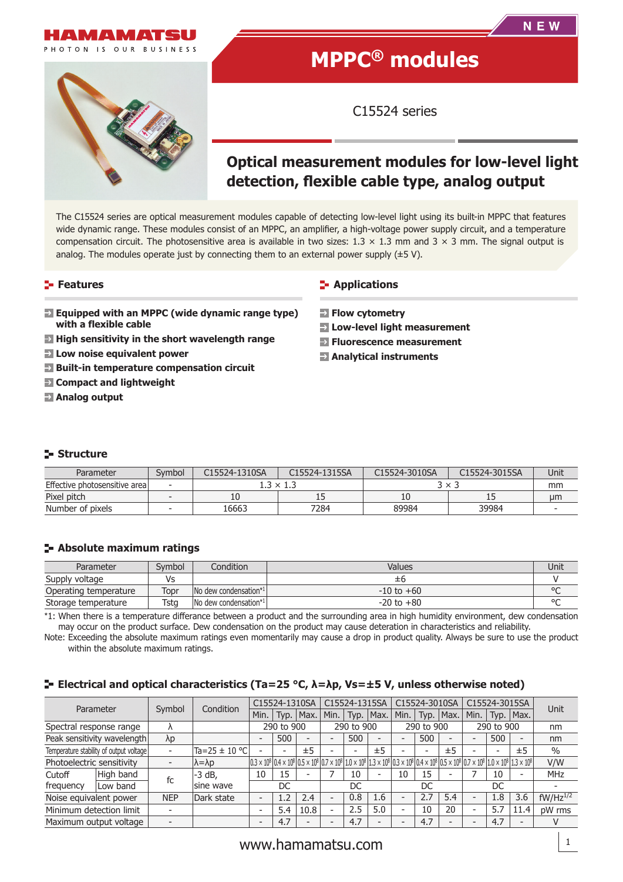NEW

# MPPC® modules

C15524 series

## Optical measurement modules for low-level light detection, flexible cable type, analog output

The C15524 series are optical measurement modules capable of detecting low-level light using its built-in MPPC that features wide dynamic range. These modules consist of an MPPC, an amplifier, a high-voltage power supply circuit, and a temperature compensation circuit. The photosensitive area is available in two sizes: 1.3 × 1.3 mm and 3 × 3 mm. The signal output is analog. The modules operate just by connecting them to an external power supply (±5 V).

### Features

- **Equipped with an MPPC (wide dynamic range type) with a flexible cable**
- **High sensitivity in the short wavelength range**
- **Low noise equivalent power**
- **Built-in temperature compensation circuit**
- **Compact and lightweight**
- **Analog output**

### Applications

- **Flow cytometry**
- **Low-level light measurement**
- **Fluorescence measurement**
- **Analytical instruments**

### Structure

| Parameter | Symbol | C15524-1310SA | C15524-1315SA | C15524-3010SA | C15524-3015SA | Unit |
|---|---|---|---|---|---|---|
| Effective photosensitive area | - | 1.3 × 1.3 | | 3 × 3 | | mm |
| Pixel pitch | - | 10 | 15 | 10 | 15 | μm |
| Number of pixels | - | 16663 | 7284 | 89984 | 39984 | - |

### Absolute maximum ratings

| Parameter | Symbol | Condition | Values | Unit |
|---|---|---|---|---|
| Supply voltage | Vs | | ±6 | V |
| Operating temperature | Topr | No dew condensation*1 | -10 to +60 | °C |
| Storage temperature | Tstg | No dew condensation*1 | -20 to +80 | °C |

*1: When there is a temperature differance between a product and the surrounding area in high humidity environment, dew condensation may occur on the product surface. Dew condensation on the product may cause deteration in characteristics and reliability.

Note: Exceeding the absolute maximum ratings even momentarily may cause a drop in product quality. Always be sure to use the product within the absolute maximum ratings.

### Electrical and optical characteristics (Ta=25 °C, λ=λp, Vs=±5 V, unless otherwise noted)

| Parameter | | Symbol | Condition | C15524-1310SA | | | C15524-1315SA | | | C15524-3010SA | | | C15524-3015SA | | | Unit |
|---|---|---|---|---|---|---|---|---|---|---|---|---|---|---|---|---|
| | | | | Min. | Typ. | Max. | Min. | Typ. | Max. | Min. | Typ. | Max. | Min. | Typ. | Max. | |
| Spectral response range | | λ | | 290 to 900 | | | 290 to 900 | | | 290 to 900 | | | 290 to 900 | | | nm |
| Peak sensitivity wavelength | | λp | | - | 500 | - | - | 500 | - | - | 500 | - | - | 500 | - | nm |
| Temperature stability of output voltage | | - | Ta=25 ± 10 °C | - | - | ±5 | - | - | ±5 | - | - | ±5 | - | - | ±5 | % |
| Photoelectric sensitivity | | - | λ=λp | $0.3 \times 10^8$ | $0.4 \times 10^8$ | $0.5 \times 10^8$ | $0.7 \times 10^8$ | $1.0 \times 10^8$ | $1.3 \times 10^8$ | $0.3 \times 10^8$ | $0.4 \times 10^8$ | $0.5 \times 10^8$ | $0.7 \times 10^8$ | $1.0 \times 10^8$ | $1.3 \times 10^8$ | V/W |
| Cutoff frequency | High band | fc | -3 dB, sine wave | 10 | 15 | - | 7 | 10 | - | 10 | 15 | - | 7 | 10 | - | MHz |
| | Low band | | | DC | | | DC | | | DC | | | DC | | | - |
| Noise equivalent power | | NEP | Dark state | - | 1.2 | 2.4 | - | 0.8 | 1.6 | - | 2.7 | 5.4 | - | 1.8 | 3.6 | $fW/Hz^{1/2}$ |
| Minimum detection limit | | - | | - | 5.4 | 10.8 | - | 2.5 | 5.0 | - | 10 | 20 | - | 5.7 | 11.4 | pW rms |
| Maximum output voltage | | - | | - | 4.7 | - | - | 4.7 | - | - | 4.7 | - | - | 4.7 | - | V |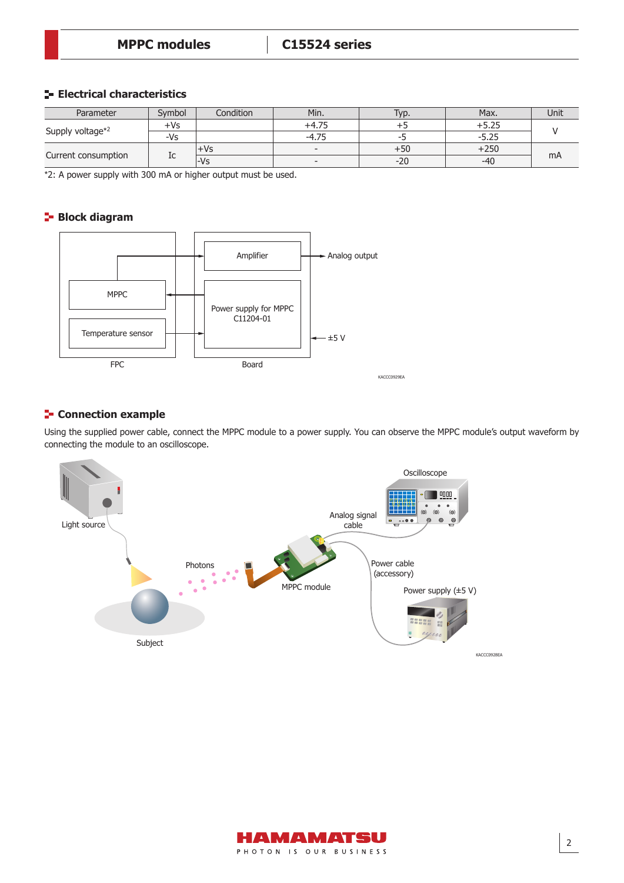## Electrical characteristics

| Parameter | Symbol | Condition | Min. | Typ. | Max. | Unit |
|---|---|---|---|---|---|---|
| Supply voltage*2 | +Vs | | +4.75 | +5 | +5.25 | V |
| | -Vs | | -4.75 | -5 | -5.25 | |
| Current consumption | Ic | +Vs | - | +50 | +250 | mA |
| | | -Vs | - | -20 | -40 | |

*2: A power supply with 300 mA or higher output must be used.

## Block diagram

FPC: MPPC, Temperature sensor

Board: Amplifier, Power supply for MPPC C11204-01

Analog output

±5 V

KACCC0929EA

## Connection example

Using the supplied power cable, connect the MPPC module to a power supply. You can observe the MPPC module's output waveform by connecting the module to an oscilloscope.

Light source, Photons, Subject, MPPC module, Analog signal cable, Oscilloscope, Power cable (accessory), Power supply (±5 V)

KACCC0928EA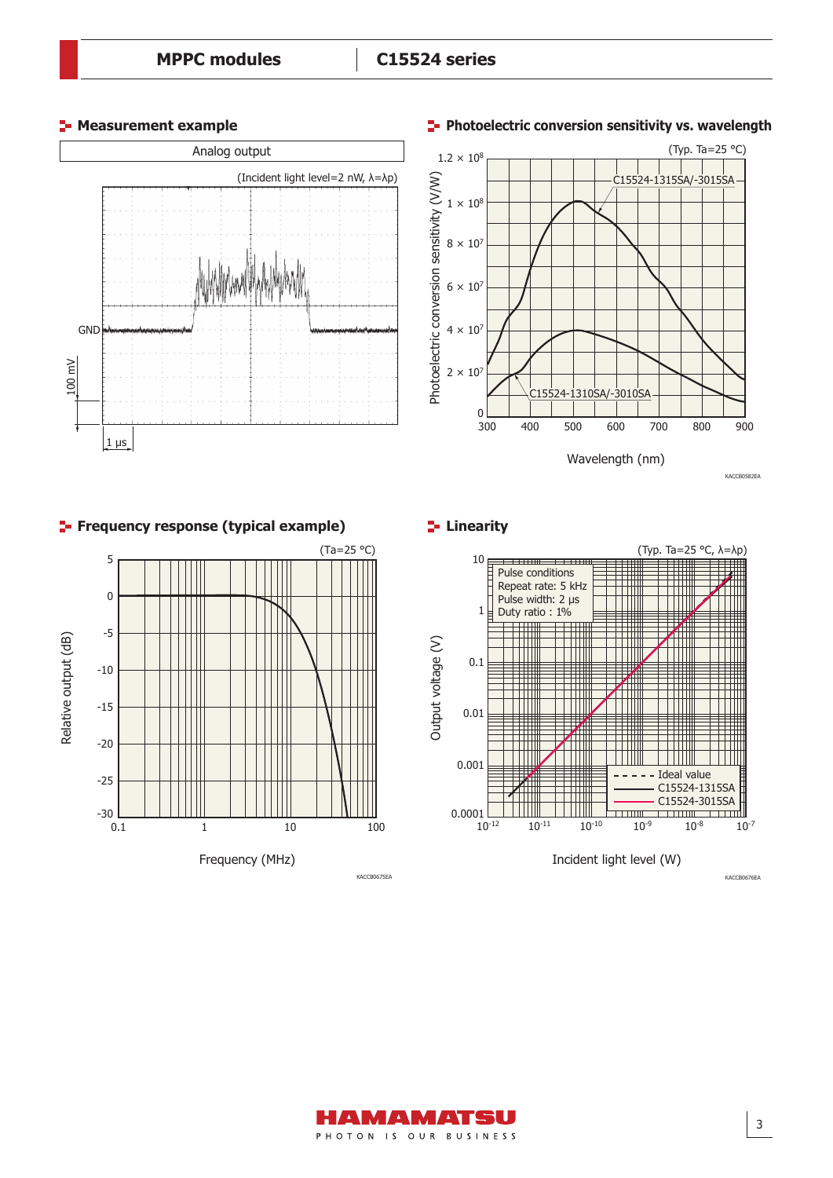## Measurement example

Analog output

(Incident light level=2 nW, λ=λp)

GND

100 mV

1 μs

## Photoelectric conversion sensitivity vs. wavelength

(Typ. Ta=25 °C)

Photoelectric conversion sensitivity (V/W)

C15524-1315SA/-3015SA

C15524-1310SA/-3010SA

Wavelength (nm)

KACCB0582EA

## Frequency response (typical example)

(Ta=25 °C)

Relative output (dB)

Frequency (MHz)

KACCB0675EA

## Linearity

(Typ. Ta=25 °C, λ=λp)

Pulse conditions
Repeat rate: 5 kHz
Pulse width: 2 μs
Duty ratio : 1%

Ideal value
C15524-1315SA
C15524-3015SA

Output voltage (V)

Incident light level (W)

KACCB0676EA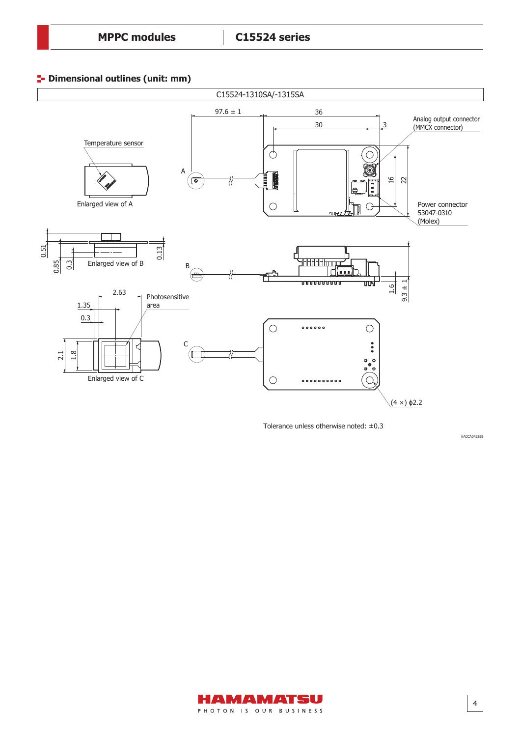## Dimensional outlines (unit: mm)

C15524-1310SA/-1315SA

Temperature sensor

Enlarged view of A

Analog output connector (MMCX connector)

Power connector 53047-0310 (Molex)

97.6 ± 1

36

30

3

16

22

A

0.51

0.85

0.3

0.13

Enlarged view of B

B

1.6

9.3 ± 1

2.63

1.35

0.3

Photosensitive area

2.1

1.8

Enlarged view of C

C

(4 ×) ϕ2.2

Tolerance unless otherwise noted: ±0.3

KACCA0422EB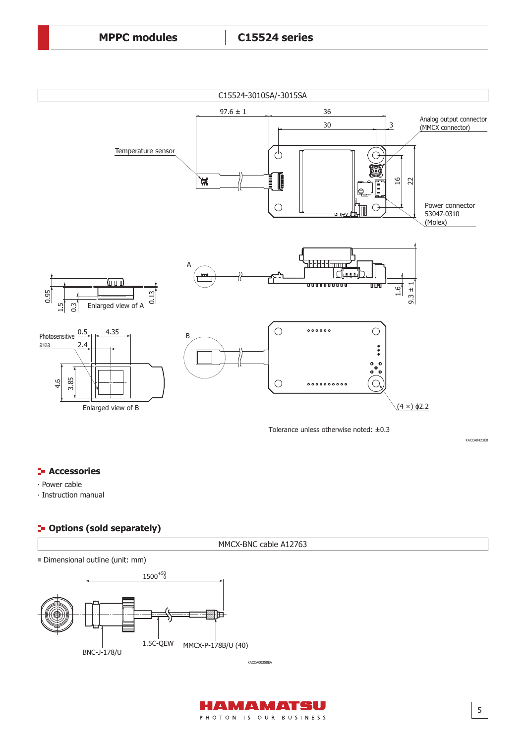C15524-3010SA/-3015SA

Temperature sensor

Analog output connector (MMCX connector)

Power connector 53047-0310 (Molex)

Enlarged view of A

Photosensitive area

Enlarged view of B

(4 ×) ϕ2.2

Tolerance unless otherwise noted: ±0.3

KACCA0423EB

## Accessories

· Power cable
· Instruction manual

## Options (sold separately)

MMCX-BNC cable A12763

■ Dimensional outline (unit: mm)

$1500^{+50}_{0}$

BNC-J-178/U

1.5C-QEW

MMCX-P-178B/U (40)

KACCA0035EA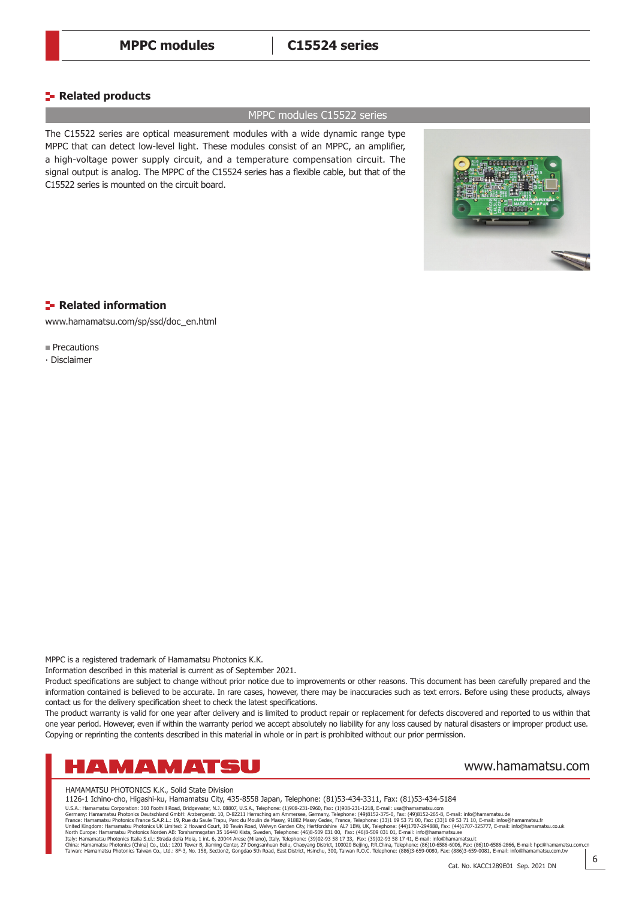## Related products

MPPC modules C15522 series

The C15522 series are optical measurement modules with a wide dynamic range type MPPC that can detect low-level light. These modules consist of an MPPC, an amplifier, a high-voltage power supply circuit, and a temperature compensation circuit. The signal output is analog. The MPPC of the C15524 series has a flexible cable, but that of the C15522 series is mounted on the circuit board.

## Related information

www.hamamatsu.com/sp/ssd/doc_en.html

- Precautions
  - · Disclaimer

MPPC is a registered trademark of Hamamatsu Photonics K.K.

Information described in this material is current as of September 2021.

Product specifications are subject to change without prior notice due to improvements or other reasons. This document has been carefully prepared and the information contained is believed to be accurate. In rare cases, however, there may be inaccuracies such as text errors. Before using these products, always contact us for the delivery specification sheet to check the latest specifications.

The product warranty is valid for one year after delivery and is limited to product repair or replacement for defects discovered and reported to us within that one year period. However, even if within the warranty period we accept absolutely no liability for any loss caused by natural disasters or improper product use.

Copying or reprinting the contents described in this material in whole or in part is prohibited without our prior permission.

**HAMAMATSU**

www.hamamatsu.com

HAMAMATSU PHOTONICS K.K., Solid State Division

1126-1 Ichino-cho, Higashi-ku, Hamamatsu City, 435-8558 Japan, Telephone: (81)53-434-3311, Fax: (81)53-434-5184

U.S.A.: Hamamatsu Corporation: 360 Foothill Road, Bridgewater, N.J. 08807, U.S.A., Telephone: (1)908-231-0960, Fax: (1)908-231-1218, E-mail: usa@hamamatsu.com
Germany: Hamamatsu Photonics Deutschland GmbH: Arzbergerstr. 10, D-82211 Herrsching am Ammersee, Germany, Telephone: (49)8152-375-0, Fax: (49)8152-265-8, E-mail: info@hamamatsu.de
France: Hamamatsu Photonics France S.A.R.L.: 19, Rue du Saule Trapu, Parc du Moulin de Massy, 91882 Massy Cedex, France, Telephone: (33)1 69 53 71 00, Fax: (33)1 69 53 71 10, E-mail: infos@hamamatsu.fr
United Kingdom: Hamamatsu Photonics UK Limited: 2 Howard Court, 10 Tewin Road, Welwyn Garden City, Hertfordshire AL7 1BW, UK, Telephone: (44)1707-294888, Fax: (44)1707-325777, E-mail: info@hamamatsu.co.uk
North Europe: Hamamatsu Photonics Norden AB: Torshamnsgatan 35 16440 Kista, Sweden, Telephone: (46)8-509 031 00, Fax: (46)8-509 031 01, E-mail: info@hamamatsu.se
Italy: Hamamatsu Photonics Italia S.r.l.: Strada della Moia, 1 int. 6, 20044 Arese (Milano), Italy, Telephone: (39)02-93 58 17 33, Fax: (39)02-93 58 17 41, E-mail: info@hamamatsu.it
China: Hamamatsu Photonics (China) Co., Ltd.: 1201 Tower B, Jiaming Center, 27 Dongsanhuan Beilu, Chaoyang District, 100020 Beijing, P.R.China, Telephone: (86)10-6586-6006, Fax: (86)10-6586-2866, E-mail: hpc@hamamatsu.com.cn
Taiwan: Hamamatsu Photonics Taiwan Co., Ltd.: 8F-3, No. 158, Section2, Gongdao 5th Road, East District, Hsinchu, 300, Taiwan R.O.C. Telephone: (886)3-659-0080, Fax: (886)3-659-0081, E-mail: info@hamamatsu.com.tw

Cat. No. KACC1289E01 Sep. 2021 DN